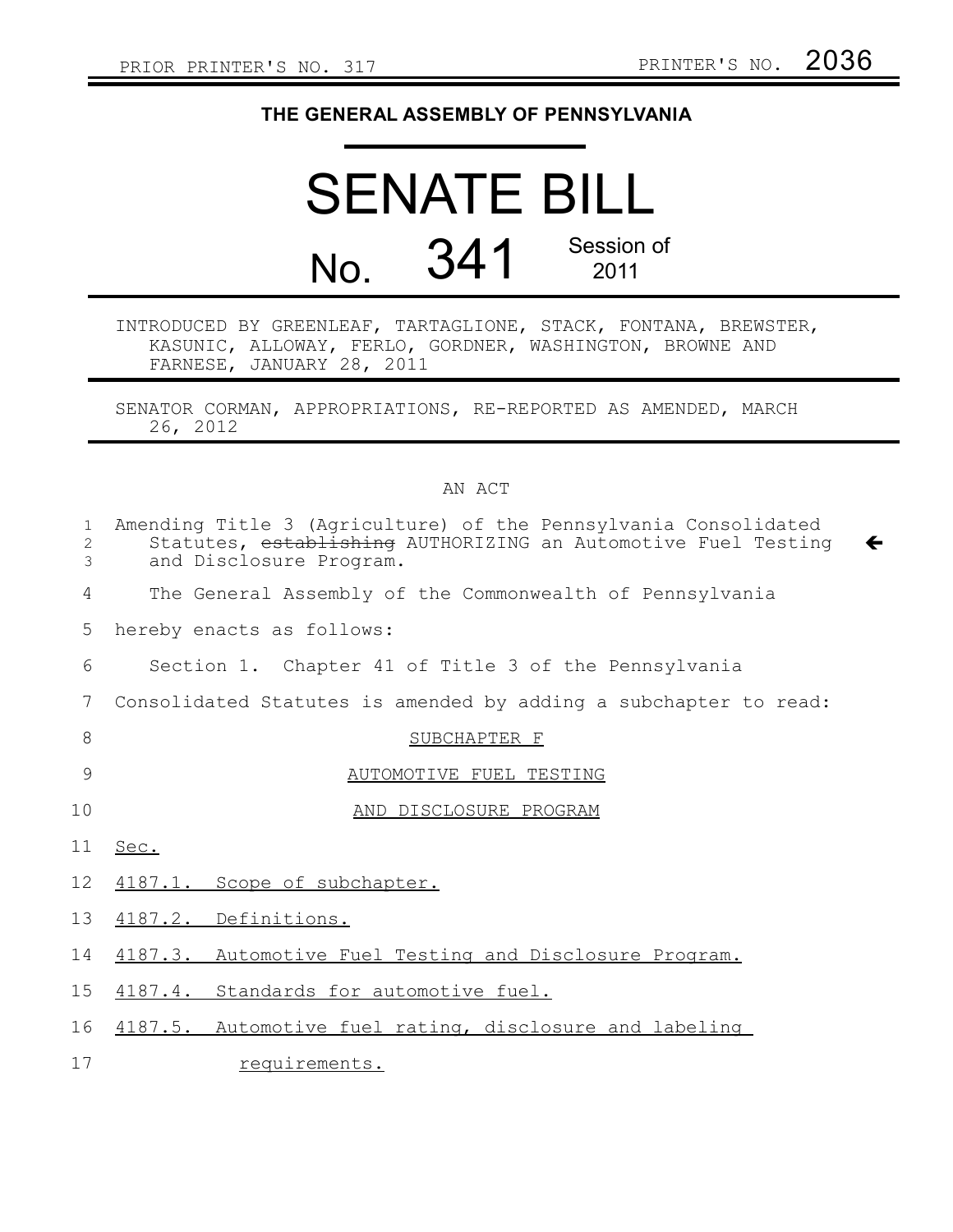PRIOR PRINTER'S NO. 317 PRINTER'S NO. 2036

# THE GENERAL ASSEMBLY OF PENNSYLVANIA

# SENATE BILL

# No. 341 Session of 2011

INTRODUCED BY GREENLEAF, TARTAGLIONE, STACK, FONTANA, BREWSTER, KASUNIC, ALLOWAY, FERLO, GORDNER, WASHINGTON, BROWNE AND FARNESE, JANUARY 28, 2011

SENATOR CORMAN, APPROPRIATIONS, RE-REPORTED AS AMENDED, MARCH 26, 2012

AN ACT

Amending Title 3 (Agriculture) of the Pennsylvania Consolidated Statutes, ~~establishing~~ AUTHORIZING an Automotive Fuel Testing and Disclosure Program.

The General Assembly of the Commonwealth of Pennsylvania hereby enacts as follows:

Section 1. Chapter 41 of Title 3 of the Pennsylvania Consolidated Statutes is amended by adding a subchapter to read:

SUBCHAPTER F

AUTOMOTIVE FUEL TESTING

AND DISCLOSURE PROGRAM

Sec.

4187.1. Scope of subchapter.

4187.2. Definitions.

4187.3. Automotive Fuel Testing and Disclosure Program.

4187.4. Standards for automotive fuel.

4187.5. Automotive fuel rating, disclosure and labeling requirements.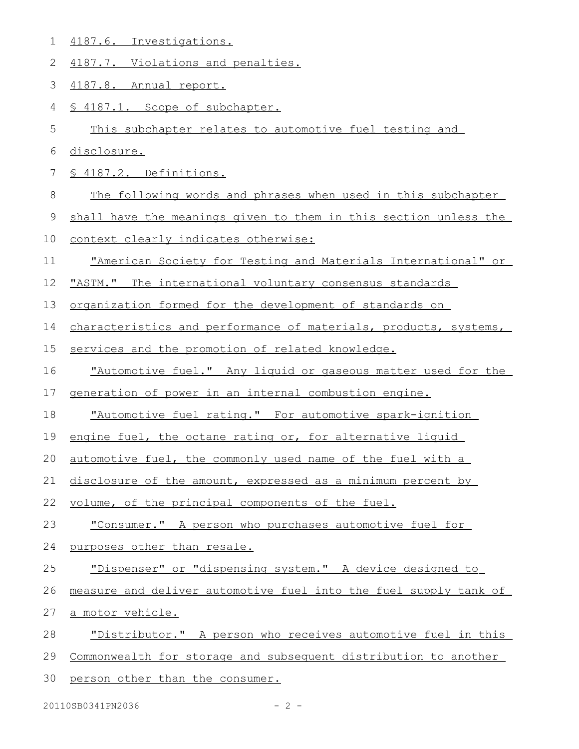4187.6. Investigations.

4187.7. Violations and penalties.

4187.8. Annual report.

§ 4187.1. Scope of subchapter.

This subchapter relates to automotive fuel testing and disclosure.

§ 4187.2. Definitions.

The following words and phrases when used in this subchapter shall have the meanings given to them in this section unless the context clearly indicates otherwise:

"American Society for Testing and Materials International" or "ASTM." The international voluntary consensus standards organization formed for the development of standards on characteristics and performance of materials, products, systems, services and the promotion of related knowledge.

"Automotive fuel." Any liquid or gaseous matter used for the generation of power in an internal combustion engine.

"Automotive fuel rating." For automotive spark-ignition engine fuel, the octane rating or, for alternative liquid automotive fuel, the commonly used name of the fuel with a disclosure of the amount, expressed as a minimum percent by volume, of the principal components of the fuel.

"Consumer." A person who purchases automotive fuel for purposes other than resale.

"Dispenser" or "dispensing system." A device designed to measure and deliver automotive fuel into the fuel supply tank of a motor vehicle.

"Distributor." A person who receives automotive fuel in this Commonwealth for storage and subsequent distribution to another person other than the consumer.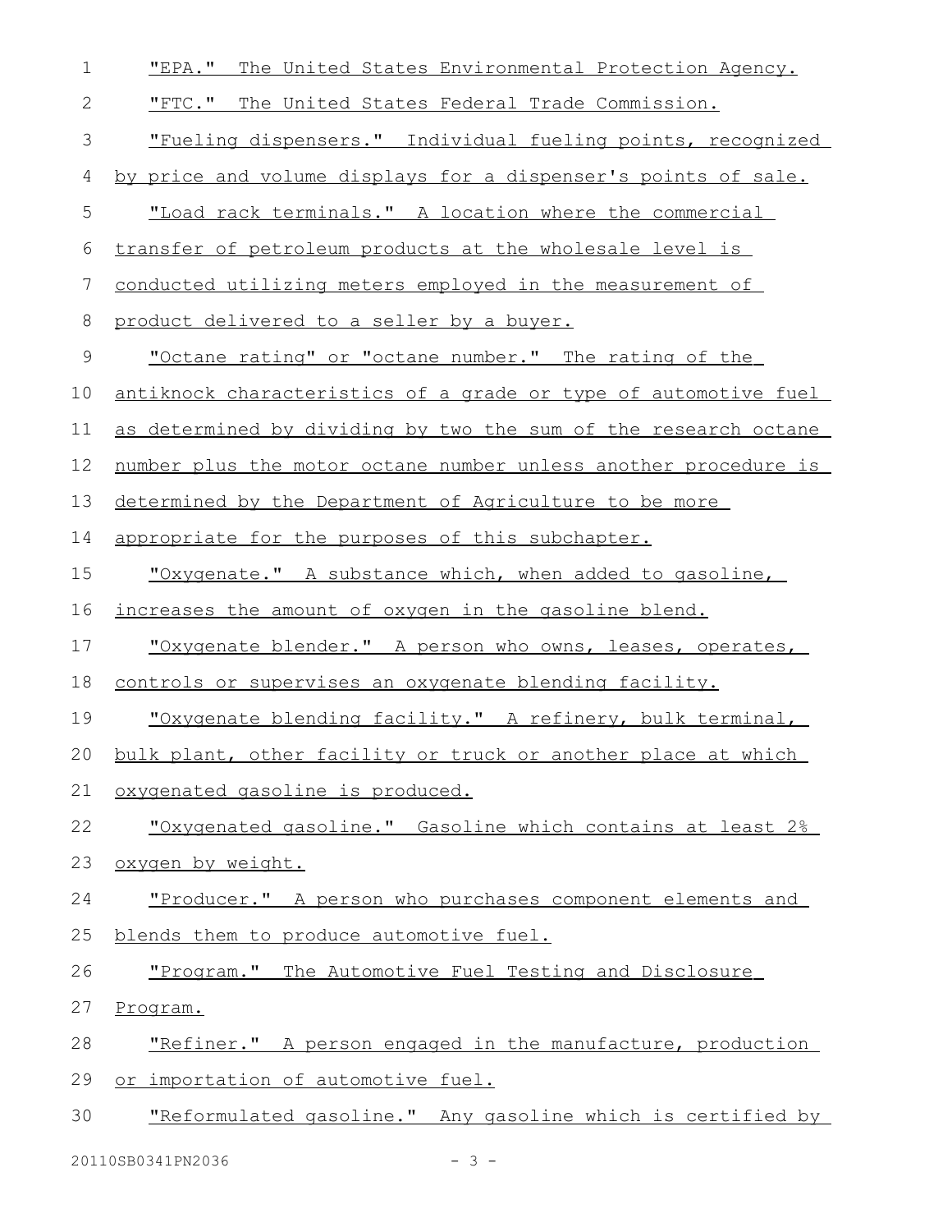"EPA." The United States Environmental Protection Agency.

"FTC." The United States Federal Trade Commission.

"Fueling dispensers." Individual fueling points, recognized by price and volume displays for a dispenser's points of sale.

"Load rack terminals." A location where the commercial transfer of petroleum products at the wholesale level is conducted utilizing meters employed in the measurement of product delivered to a seller by a buyer.

"Octane rating" or "octane number." The rating of the antiknock characteristics of a grade or type of automotive fuel as determined by dividing by two the sum of the research octane number plus the motor octane number unless another procedure is determined by the Department of Agriculture to be more appropriate for the purposes of this subchapter.

"Oxygenate." A substance which, when added to gasoline, increases the amount of oxygen in the gasoline blend.

"Oxygenate blender." A person who owns, leases, operates, controls or supervises an oxygenate blending facility.

"Oxygenate blending facility." A refinery, bulk terminal, bulk plant, other facility or truck or another place at which oxygenated gasoline is produced.

"Oxygenated gasoline." Gasoline which contains at least 2% oxygen by weight.

"Producer." A person who purchases component elements and blends them to produce automotive fuel.

"Program." The Automotive Fuel Testing and Disclosure Program.

"Refiner." A person engaged in the manufacture, production or importation of automotive fuel.

"Reformulated gasoline." Any gasoline which is certified by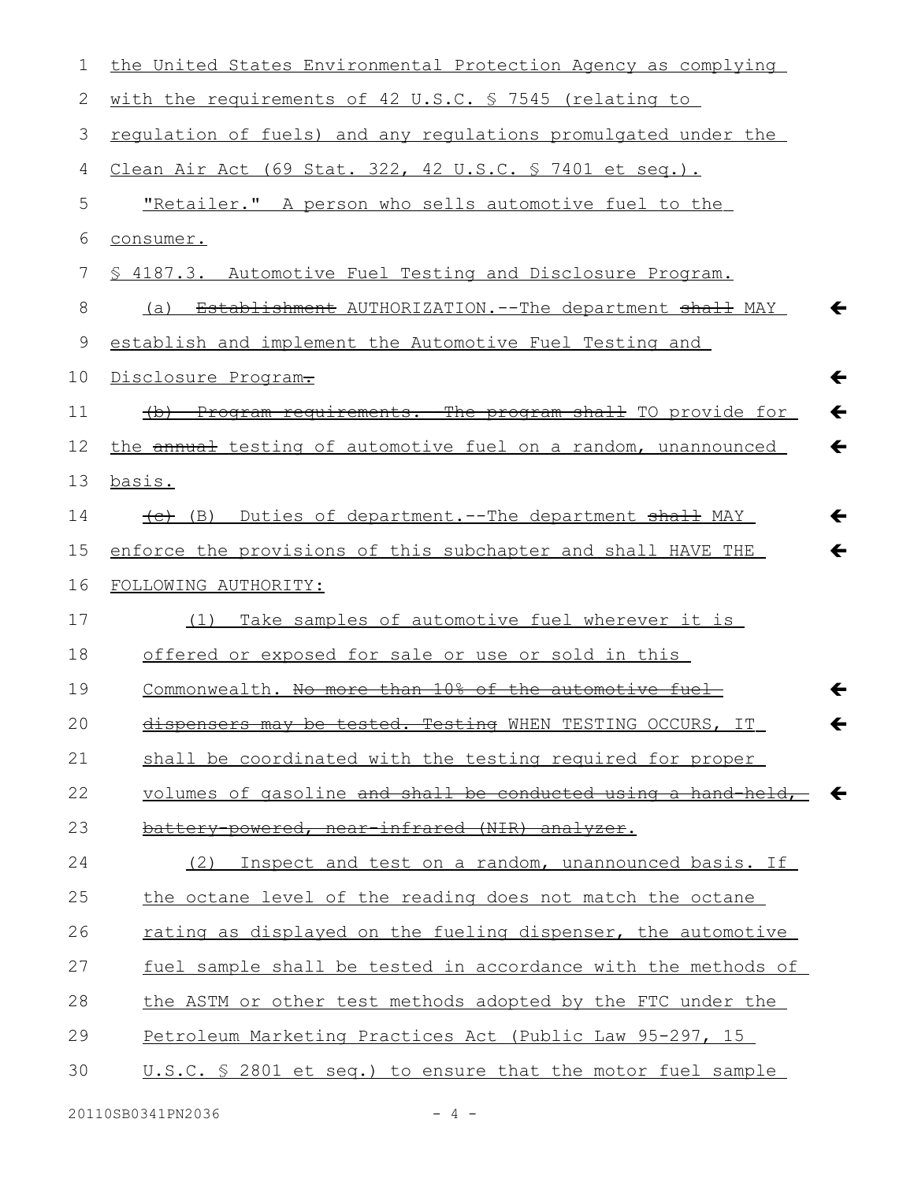the United States Environmental Protection Agency as complying with the requirements of 42 U.S.C. § 7545 (relating to regulation of fuels) and any regulations promulgated under the Clean Air Act (69 Stat. 322, 42 U.S.C. § 7401 et seq.).

"Retailer." A person who sells automotive fuel to the consumer.

§ 4187.3. Automotive Fuel Testing and Disclosure Program.

(a) ~~Establishment~~ AUTHORIZATION.--The department ~~shall~~ MAY establish and implement the Automotive Fuel Testing and Disclosure Program~~.~~

~~(b) Program requirements.--The program shall~~ TO provide for the ~~annual~~ testing of automotive fuel on a random, unannounced basis.

~~(c)~~ (B) Duties of department.--The department ~~shall~~ MAY enforce the provisions of this subchapter and shall HAVE THE FOLLOWING AUTHORITY:

(1) Take samples of automotive fuel wherever it is offered or exposed for sale or use or sold in this Commonwealth. ~~No more than 10% of the automotive fuel dispensers may be tested. Testing~~ WHEN TESTING OCCURS, IT shall be coordinated with the testing required for proper volumes of gasoline ~~and shall be conducted using a hand-held, battery-powered, near-infrared (NIR) analyzer~~.

(2) Inspect and test on a random, unannounced basis. If the octane level of the reading does not match the octane rating as displayed on the fueling dispenser, the automotive fuel sample shall be tested in accordance with the methods of the ASTM or other test methods adopted by the FTC under the Petroleum Marketing Practices Act (Public Law 95-297, 15 U.S.C. § 2801 et seq.) to ensure that the motor fuel sample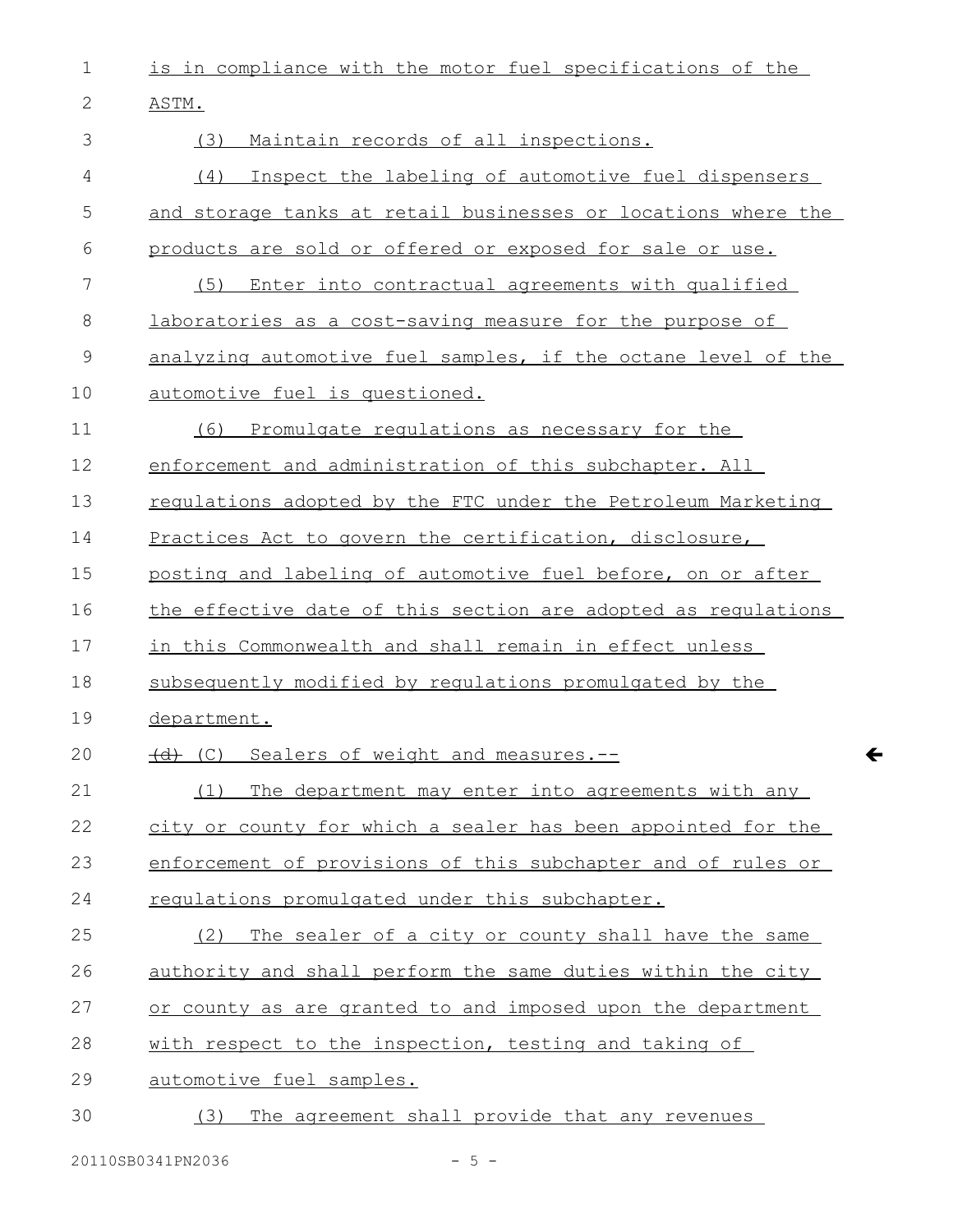is in compliance with the motor fuel specifications of the ASTM.

(3) Maintain records of all inspections.

(4) Inspect the labeling of automotive fuel dispensers and storage tanks at retail businesses or locations where the products are sold or offered or exposed for sale or use.

(5) Enter into contractual agreements with qualified laboratories as a cost-saving measure for the purpose of analyzing automotive fuel samples, if the octane level of the automotive fuel is questioned.

(6) Promulgate regulations as necessary for the enforcement and administration of this subchapter. All regulations adopted by the FTC under the Petroleum Marketing Practices Act to govern the certification, disclosure, posting and labeling of automotive fuel before, on or after the effective date of this section are adopted as regulations in this Commonwealth and shall remain in effect unless subsequently modified by regulations promulgated by the department.

~~(d)~~ (C) Sealers of weight and measures.--

(1) The department may enter into agreements with any city or county for which a sealer has been appointed for the enforcement of provisions of this subchapter and of rules or regulations promulgated under this subchapter.

(2) The sealer of a city or county shall have the same authority and shall perform the same duties within the city or county as are granted to and imposed upon the department with respect to the inspection, testing and taking of automotive fuel samples.

(3) The agreement shall provide that any revenues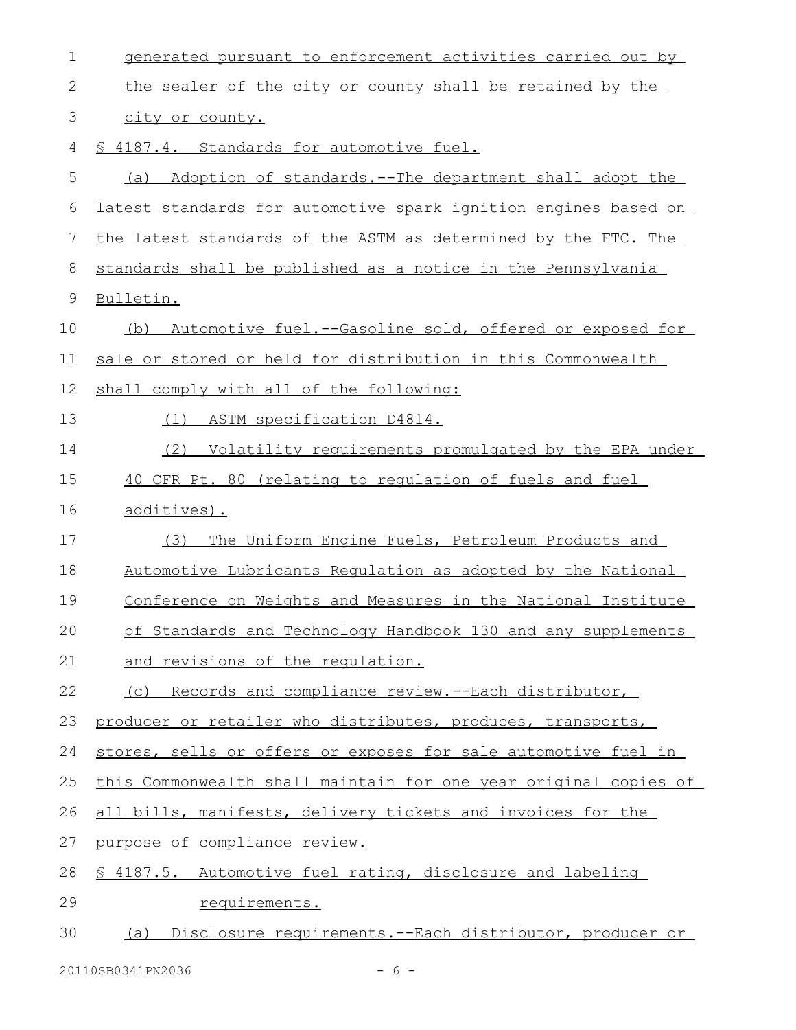generated pursuant to enforcement activities carried out by the sealer of the city or county shall be retained by the city or county.

§ 4187.4. Standards for automotive fuel.

(a) Adoption of standards.--The department shall adopt the latest standards for automotive spark ignition engines based on the latest standards of the ASTM as determined by the FTC. The standards shall be published as a notice in the Pennsylvania Bulletin.

(b) Automotive fuel.--Gasoline sold, offered or exposed for sale or stored or held for distribution in this Commonwealth shall comply with all of the following:

(1) ASTM specification D4814.

(2) Volatility requirements promulgated by the EPA under 40 CFR Pt. 80 (relating to regulation of fuels and fuel additives).

(3) The Uniform Engine Fuels, Petroleum Products and Automotive Lubricants Regulation as adopted by the National Conference on Weights and Measures in the National Institute of Standards and Technology Handbook 130 and any supplements and revisions of the regulation.

(c) Records and compliance review.--Each distributor, producer or retailer who distributes, produces, transports, stores, sells or offers or exposes for sale automotive fuel in this Commonwealth shall maintain for one year original copies of all bills, manifests, delivery tickets and invoices for the purpose of compliance review.

§ 4187.5. Automotive fuel rating, disclosure and labeling requirements.

(a) Disclosure requirements.--Each distributor, producer or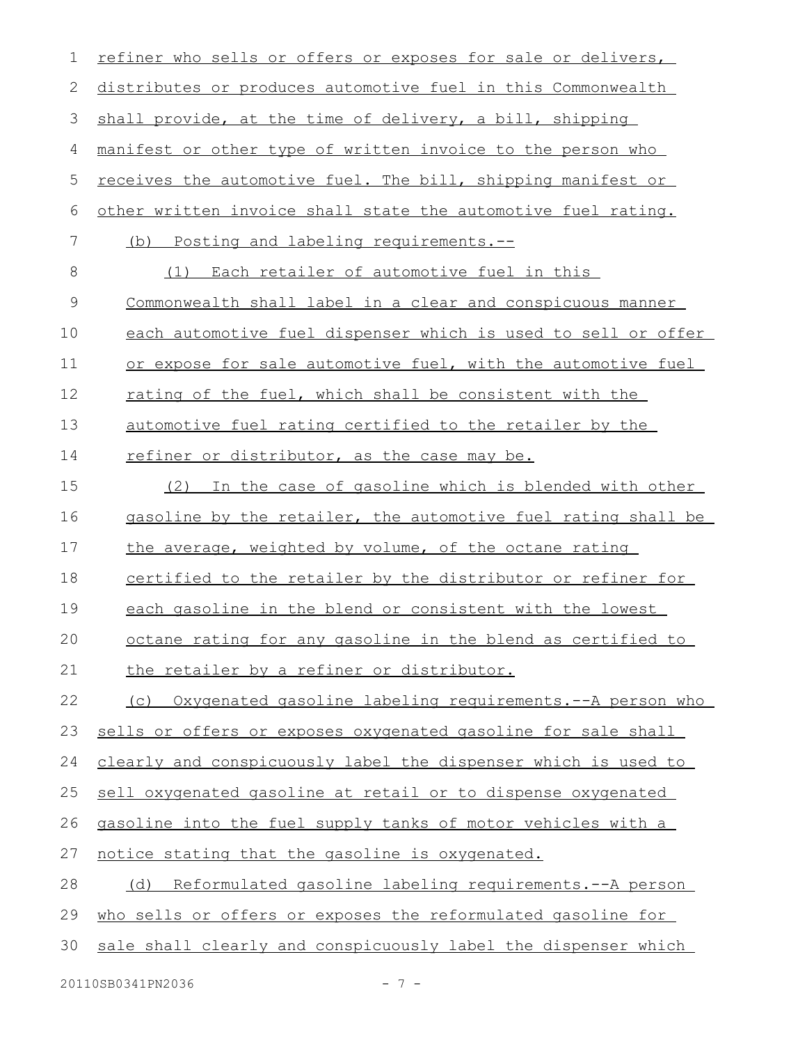refiner who sells or offers or exposes for sale or delivers, distributes or produces automotive fuel in this Commonwealth shall provide, at the time of delivery, a bill, shipping manifest or other type of written invoice to the person who receives the automotive fuel. The bill, shipping manifest or other written invoice shall state the automotive fuel rating.

(b) Posting and labeling requirements.--

(1) Each retailer of automotive fuel in this Commonwealth shall label in a clear and conspicuous manner each automotive fuel dispenser which is used to sell or offer or expose for sale automotive fuel, with the automotive fuel rating of the fuel, which shall be consistent with the automotive fuel rating certified to the retailer by the refiner or distributor, as the case may be.

(2) In the case of gasoline which is blended with other gasoline by the retailer, the automotive fuel rating shall be the average, weighted by volume, of the octane rating certified to the retailer by the distributor or refiner for each gasoline in the blend or consistent with the lowest octane rating for any gasoline in the blend as certified to the retailer by a refiner or distributor.

(c) Oxygenated gasoline labeling requirements.--A person who sells or offers or exposes oxygenated gasoline for sale shall clearly and conspicuously label the dispenser which is used to sell oxygenated gasoline at retail or to dispense oxygenated gasoline into the fuel supply tanks of motor vehicles with a notice stating that the gasoline is oxygenated.

(d) Reformulated gasoline labeling requirements.--A person who sells or offers or exposes the reformulated gasoline for sale shall clearly and conspicuously label the dispenser which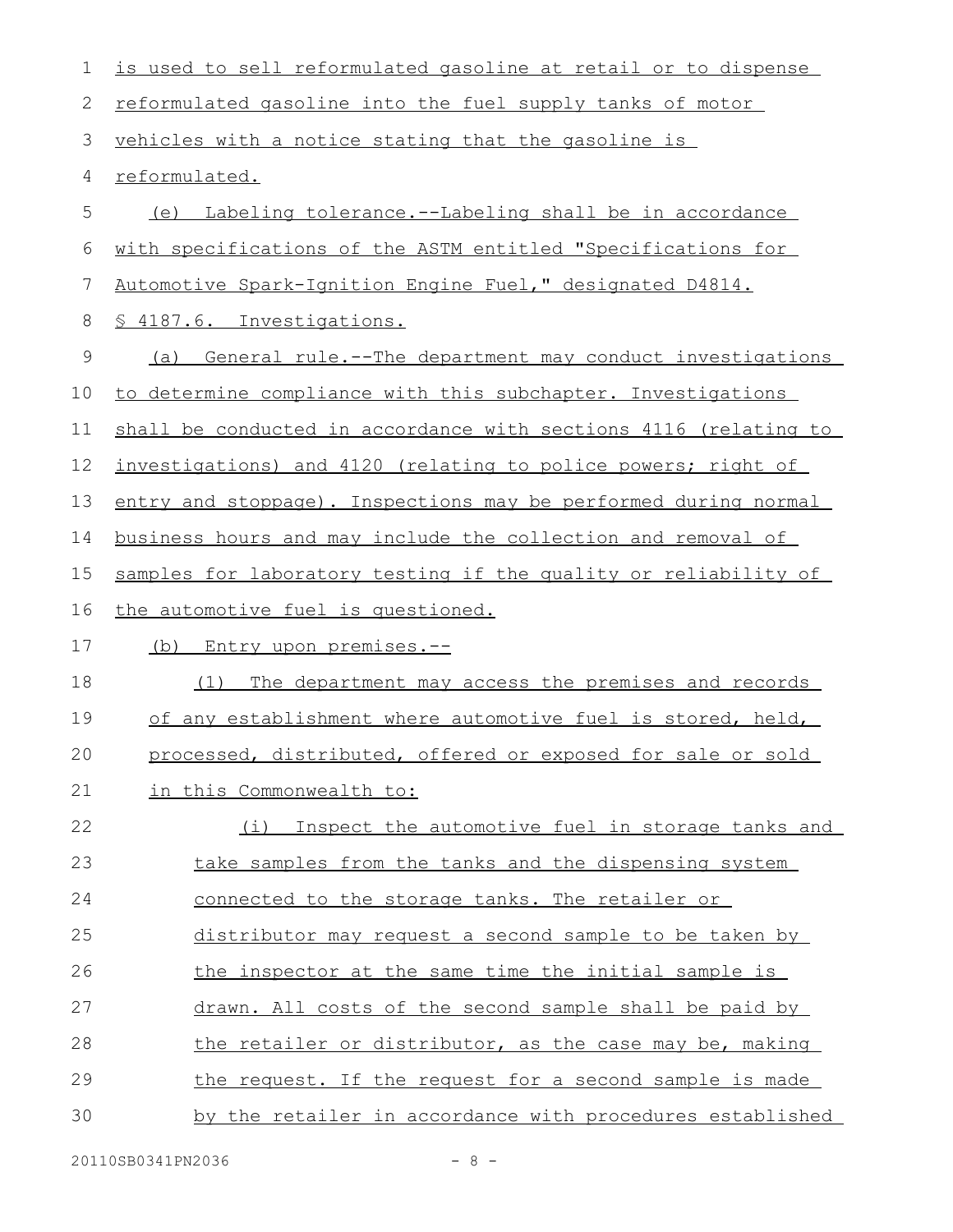is used to sell reformulated gasoline at retail or to dispense reformulated gasoline into the fuel supply tanks of motor vehicles with a notice stating that the gasoline is reformulated.

(e) Labeling tolerance.--Labeling shall be in accordance with specifications of the ASTM entitled "Specifications for Automotive Spark-Ignition Engine Fuel," designated D4814.

§ 4187.6. Investigations.

(a) General rule.--The department may conduct investigations to determine compliance with this subchapter. Investigations shall be conducted in accordance with sections 4116 (relating to investigations) and 4120 (relating to police powers; right of entry and stoppage). Inspections may be performed during normal business hours and may include the collection and removal of samples for laboratory testing if the quality or reliability of the automotive fuel is questioned.

(b) Entry upon premises.--

(1) The department may access the premises and records of any establishment where automotive fuel is stored, held, processed, distributed, offered or exposed for sale or sold in this Commonwealth to:

(i) Inspect the automotive fuel in storage tanks and take samples from the tanks and the dispensing system connected to the storage tanks. The retailer or distributor may request a second sample to be taken by the inspector at the same time the initial sample is drawn. All costs of the second sample shall be paid by the retailer or distributor, as the case may be, making the request. If the request for a second sample is made by the retailer in accordance with procedures established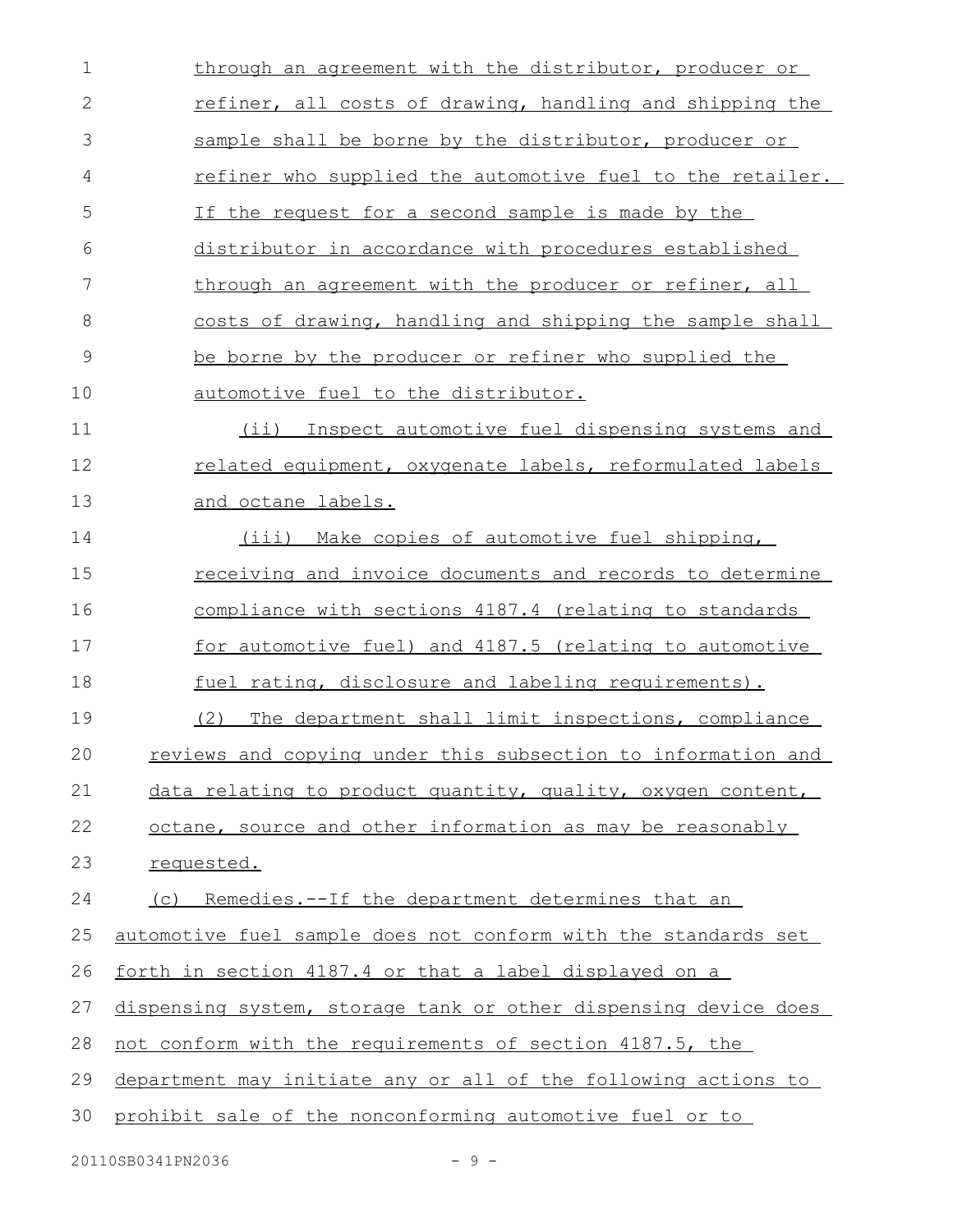through an agreement with the distributor, producer or refiner, all costs of drawing, handling and shipping the sample shall be borne by the distributor, producer or refiner who supplied the automotive fuel to the retailer. If the request for a second sample is made by the distributor in accordance with procedures established through an agreement with the producer or refiner, all costs of drawing, handling and shipping the sample shall be borne by the producer or refiner who supplied the automotive fuel to the distributor.

(ii) Inspect automotive fuel dispensing systems and related equipment, oxygenate labels, reformulated labels and octane labels.

(iii) Make copies of automotive fuel shipping, receiving and invoice documents and records to determine compliance with sections 4187.4 (relating to standards for automotive fuel) and 4187.5 (relating to automotive fuel rating, disclosure and labeling requirements).

(2) The department shall limit inspections, compliance reviews and copying under this subsection to information and data relating to product quantity, quality, oxygen content, octane, source and other information as may be reasonably requested.

(c) Remedies.--If the department determines that an automotive fuel sample does not conform with the standards set forth in section 4187.4 or that a label displayed on a dispensing system, storage tank or other dispensing device does not conform with the requirements of section 4187.5, the department may initiate any or all of the following actions to prohibit sale of the nonconforming automotive fuel or to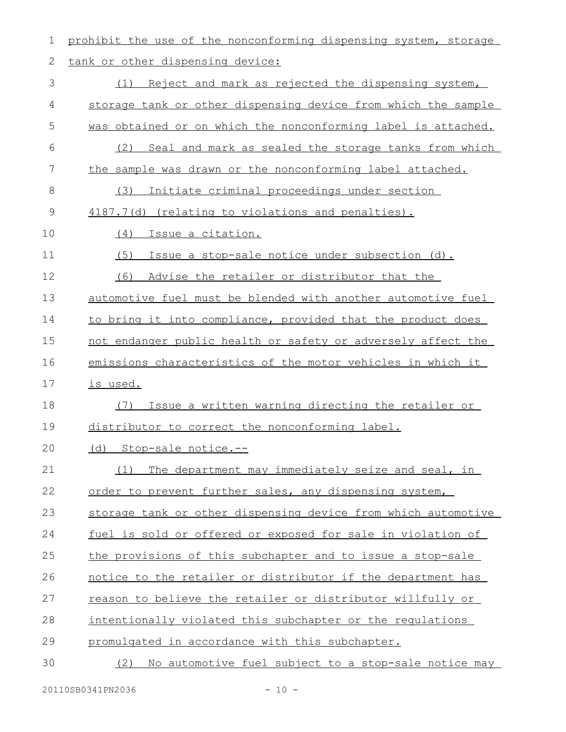prohibit the use of the nonconforming dispensing system, storage tank or other dispensing device:

(1) Reject and mark as rejected the dispensing system, storage tank or other dispensing device from which the sample was obtained or on which the nonconforming label is attached.

(2) Seal and mark as sealed the storage tanks from which the sample was drawn or the nonconforming label attached.

(3) Initiate criminal proceedings under section 4187.7(d) (relating to violations and penalties).

(4) Issue a citation.

(5) Issue a stop-sale notice under subsection (d).

(6) Advise the retailer or distributor that the automotive fuel must be blended with another automotive fuel to bring it into compliance, provided that the product does not endanger public health or safety or adversely affect the emissions characteristics of the motor vehicles in which it is used.

(7) Issue a written warning directing the retailer or distributor to correct the nonconforming label.

(d) Stop-sale notice.--

(1) The department may immediately seize and seal, in order to prevent further sales, any dispensing system, storage tank or other dispensing device from which automotive fuel is sold or offered or exposed for sale in violation of the provisions of this subchapter and to issue a stop-sale notice to the retailer or distributor if the department has reason to believe the retailer or distributor willfully or intentionally violated this subchapter or the regulations promulgated in accordance with this subchapter.

(2) No automotive fuel subject to a stop-sale notice may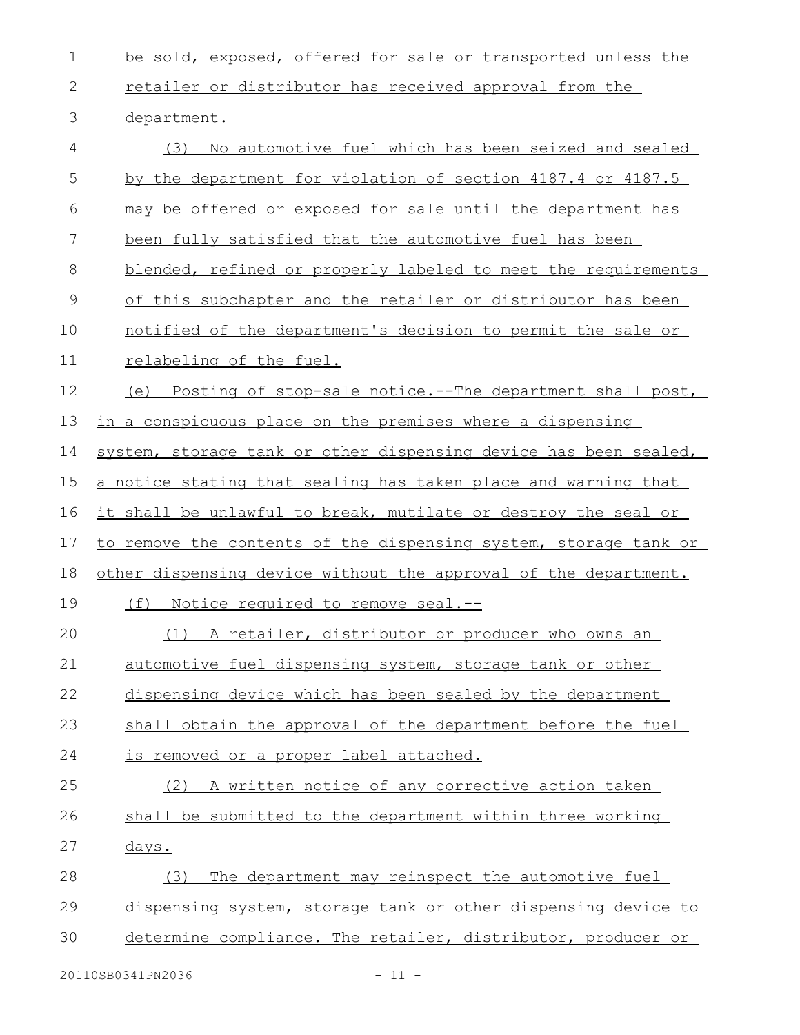be sold, exposed, offered for sale or transported unless the retailer or distributor has received approval from the department.

(3) No automotive fuel which has been seized and sealed by the department for violation of section 4187.4 or 4187.5 may be offered or exposed for sale until the department has been fully satisfied that the automotive fuel has been blended, refined or properly labeled to meet the requirements of this subchapter and the retailer or distributor has been notified of the department's decision to permit the sale or relabeling of the fuel.

(e) Posting of stop-sale notice.--The department shall post, in a conspicuous place on the premises where a dispensing system, storage tank or other dispensing device has been sealed, a notice stating that sealing has taken place and warning that it shall be unlawful to break, mutilate or destroy the seal or to remove the contents of the dispensing system, storage tank or other dispensing device without the approval of the department.

(f) Notice required to remove seal.--

(1) A retailer, distributor or producer who owns an automotive fuel dispensing system, storage tank or other dispensing device which has been sealed by the department shall obtain the approval of the department before the fuel is removed or a proper label attached.

(2) A written notice of any corrective action taken shall be submitted to the department within three working days.

(3) The department may reinspect the automotive fuel dispensing system, storage tank or other dispensing device to determine compliance. The retailer, distributor, producer or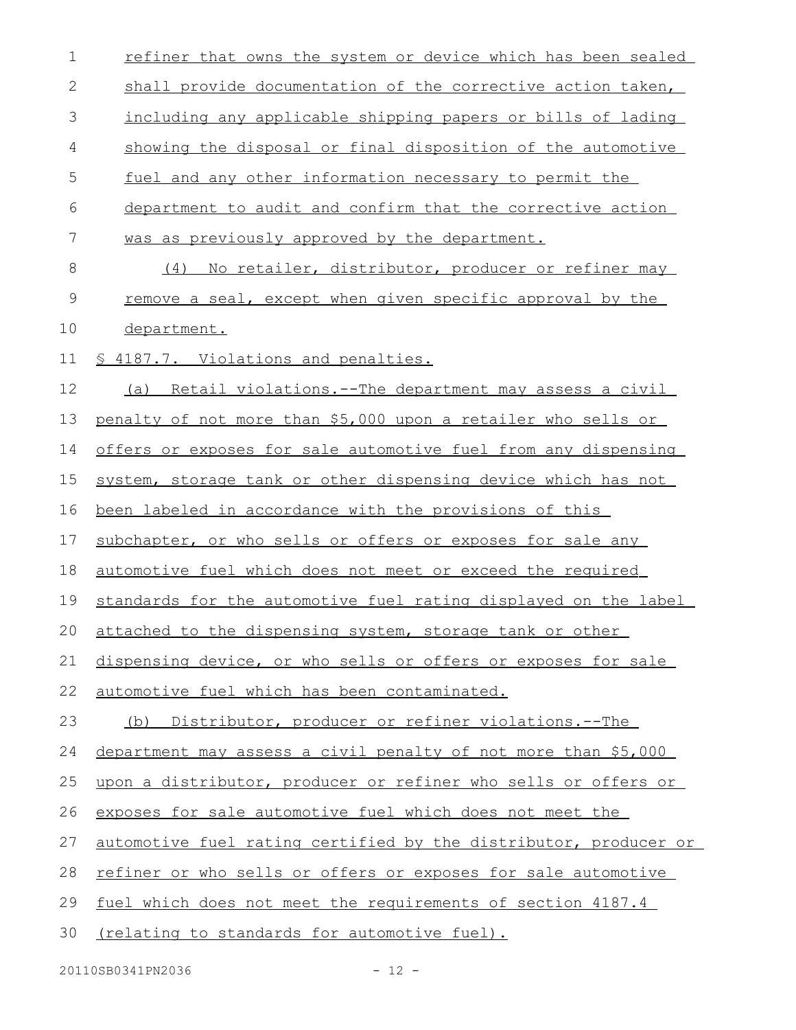refiner that owns the system or device which has been sealed shall provide documentation of the corrective action taken, including any applicable shipping papers or bills of lading showing the disposal or final disposition of the automotive fuel and any other information necessary to permit the department to audit and confirm that the corrective action was as previously approved by the department.

(4) No retailer, distributor, producer or refiner may remove a seal, except when given specific approval by the department.

§ 4187.7. Violations and penalties.

(a) Retail violations.--The department may assess a civil penalty of not more than $5,000 upon a retailer who sells or offers or exposes for sale automotive fuel from any dispensing system, storage tank or other dispensing device which has not been labeled in accordance with the provisions of this subchapter, or who sells or offers or exposes for sale any automotive fuel which does not meet or exceed the required standards for the automotive fuel rating displayed on the label attached to the dispensing system, storage tank or other dispensing device, or who sells or offers or exposes for sale automotive fuel which has been contaminated.

(b) Distributor, producer or refiner violations.--The department may assess a civil penalty of not more than $5,000 upon a distributor, producer or refiner who sells or offers or exposes for sale automotive fuel which does not meet the automotive fuel rating certified by the distributor, producer or refiner or who sells or offers or exposes for sale automotive fuel which does not meet the requirements of section 4187.4 (relating to standards for automotive fuel).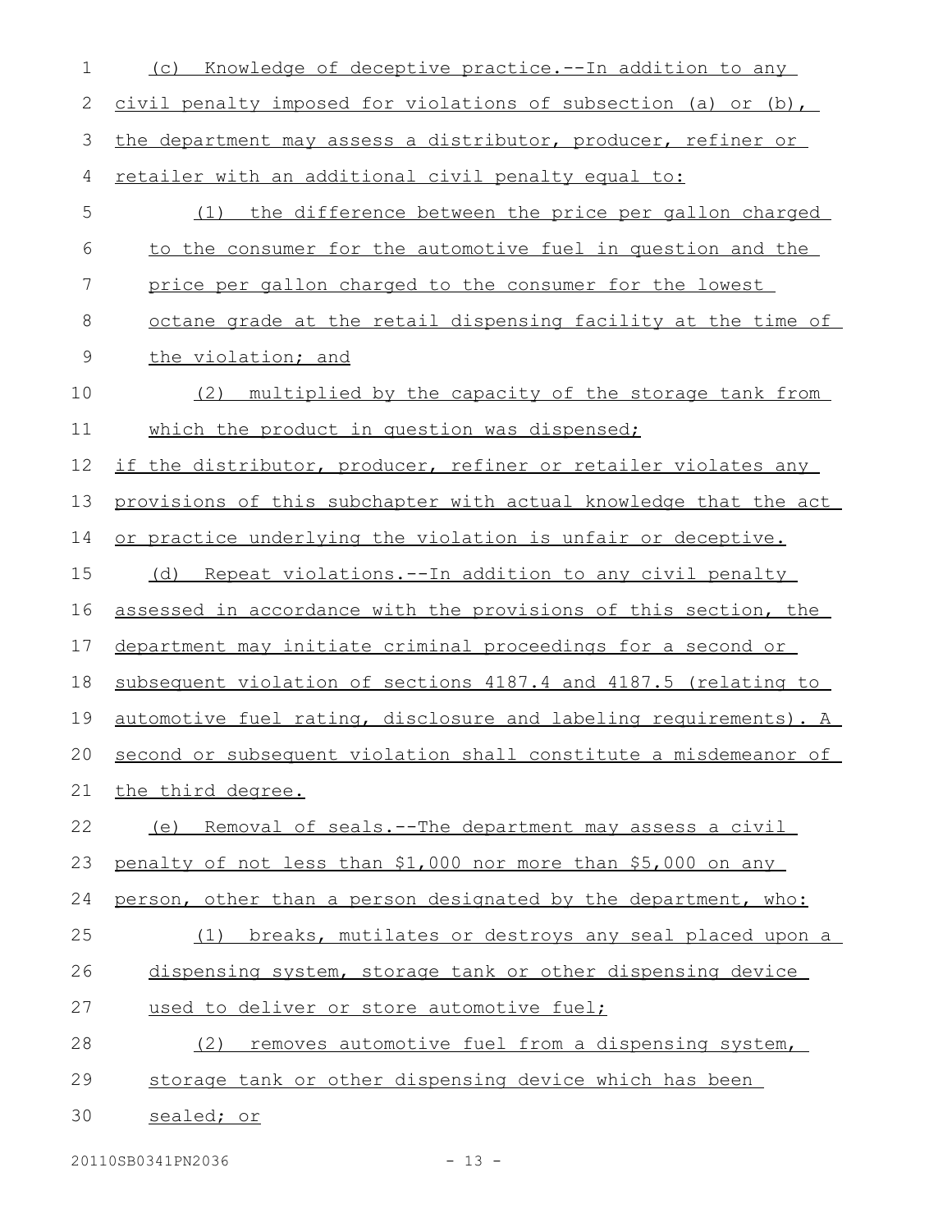(c) Knowledge of deceptive practice.--In addition to any civil penalty imposed for violations of subsection (a) or (b), the department may assess a distributor, producer, refiner or retailer with an additional civil penalty equal to:

(1) the difference between the price per gallon charged to the consumer for the automotive fuel in question and the price per gallon charged to the consumer for the lowest octane grade at the retail dispensing facility at the time of the violation; and

(2) multiplied by the capacity of the storage tank from which the product in question was dispensed;

if the distributor, producer, refiner or retailer violates any provisions of this subchapter with actual knowledge that the act or practice underlying the violation is unfair or deceptive.

(d) Repeat violations.--In addition to any civil penalty assessed in accordance with the provisions of this section, the department may initiate criminal proceedings for a second or subsequent violation of sections 4187.4 and 4187.5 (relating to automotive fuel rating, disclosure and labeling requirements). A second or subsequent violation shall constitute a misdemeanor of the third degree.

(e) Removal of seals.--The department may assess a civil penalty of not less than $1,000 nor more than $5,000 on any person, other than a person designated by the department, who:

(1) breaks, mutilates or destroys any seal placed upon a dispensing system, storage tank or other dispensing device used to deliver or store automotive fuel;

(2) removes automotive fuel from a dispensing system, storage tank or other dispensing device which has been sealed; or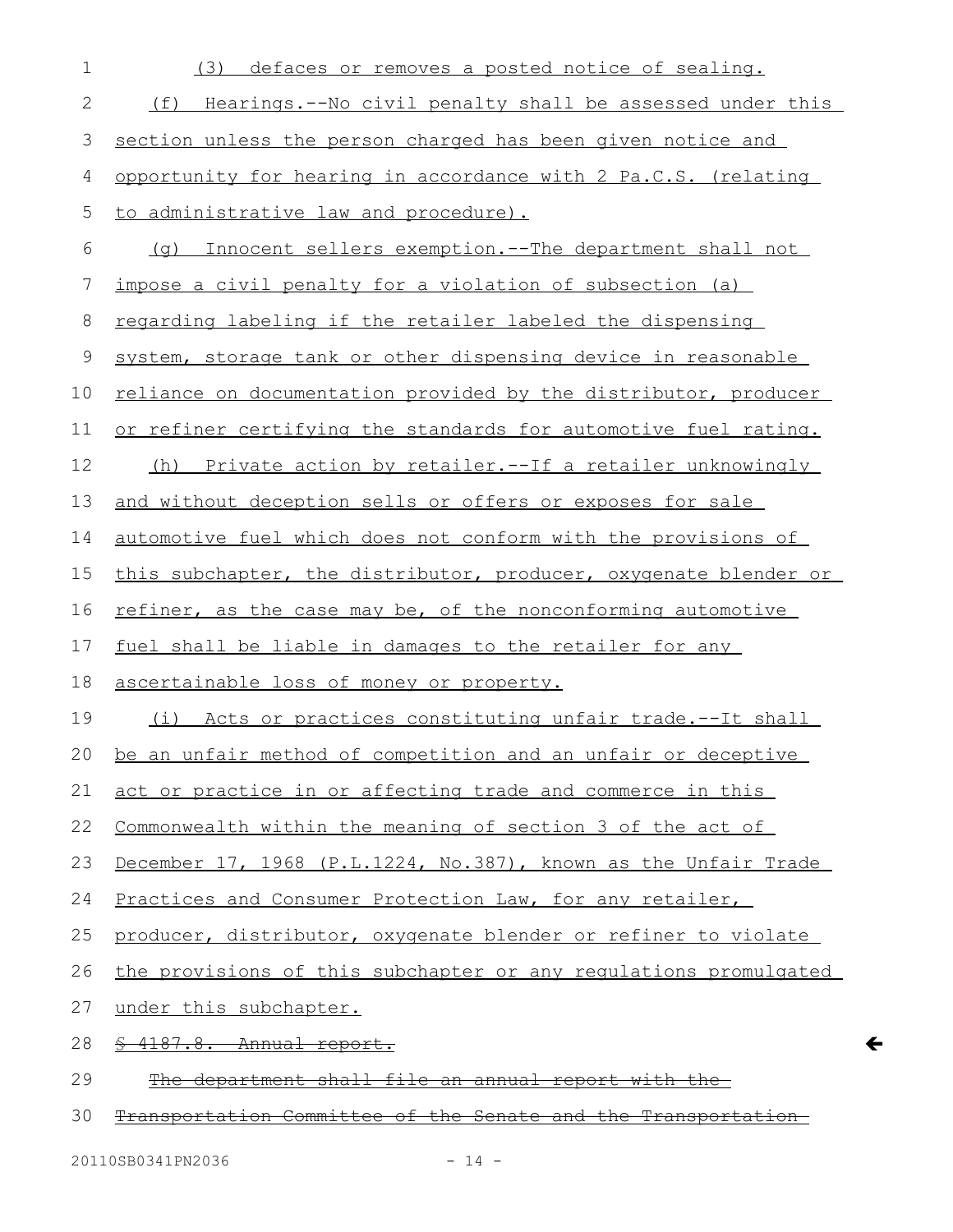(3) defaces or removes a posted notice of sealing.

(f) Hearings.--No civil penalty shall be assessed under this section unless the person charged has been given notice and opportunity for hearing in accordance with 2 Pa.C.S. (relating to administrative law and procedure).

(g) Innocent sellers exemption.--The department shall not impose a civil penalty for a violation of subsection (a) regarding labeling if the retailer labeled the dispensing system, storage tank or other dispensing device in reasonable reliance on documentation provided by the distributor, producer or refiner certifying the standards for automotive fuel rating.

(h) Private action by retailer.--If a retailer unknowingly and without deception sells or offers or exposes for sale automotive fuel which does not conform with the provisions of this subchapter, the distributor, producer, oxygenate blender or refiner, as the case may be, of the nonconforming automotive fuel shall be liable in damages to the retailer for any ascertainable loss of money or property.

(i) Acts or practices constituting unfair trade.--It shall be an unfair method of competition and an unfair or deceptive act or practice in or affecting trade and commerce in this Commonwealth within the meaning of section 3 of the act of December 17, 1968 (P.L.1224, No.387), known as the Unfair Trade Practices and Consumer Protection Law, for any retailer, producer, distributor, oxygenate blender or refiner to violate the provisions of this subchapter or any regulations promulgated under this subchapter.

~~§ 4187.8. Annual report.~~

~~The department shall file an annual report with the Transportation Committee of the Senate and the Transportation~~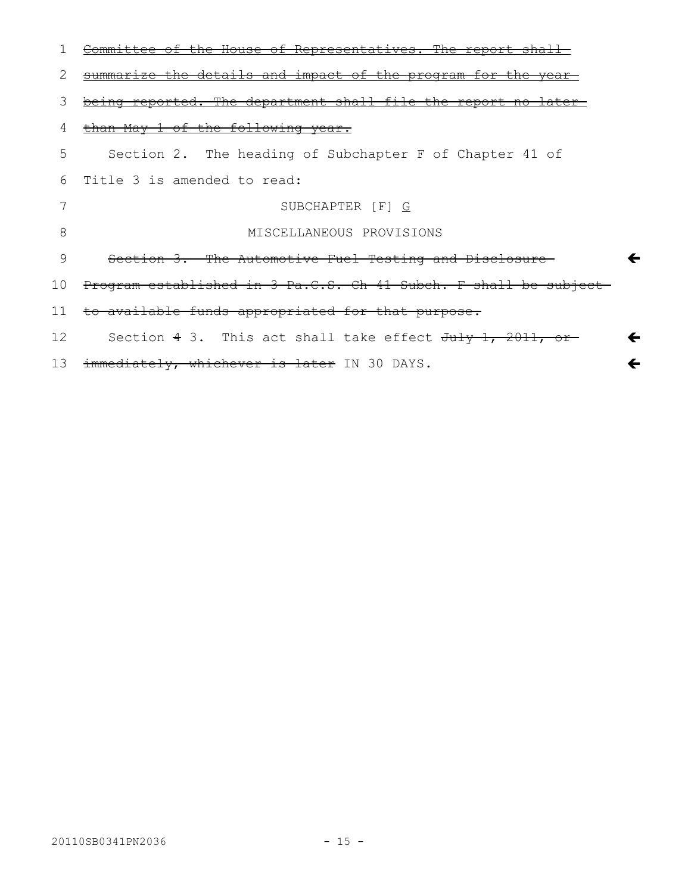~~Committee of the House of Representatives. The report shall summarize the details and impact of the program for the year being reported. The department shall file the report no later than May 1 of the following year.~~

Section 2. The heading of Subchapter F of Chapter 41 of Title 3 is amended to read:

SUBCHAPTER [F] G

MISCELLANEOUS PROVISIONS

~~Section 3. The Automotive Fuel Testing and Disclosure Program established in 3 Pa.C.S. Ch 41 Subch. F shall be subject to available funds appropriated for that purpose.~~

Section ~~4~~ 3. This act shall take effect ~~July 1, 2011, or immediately, whichever is later~~ IN 30 DAYS.